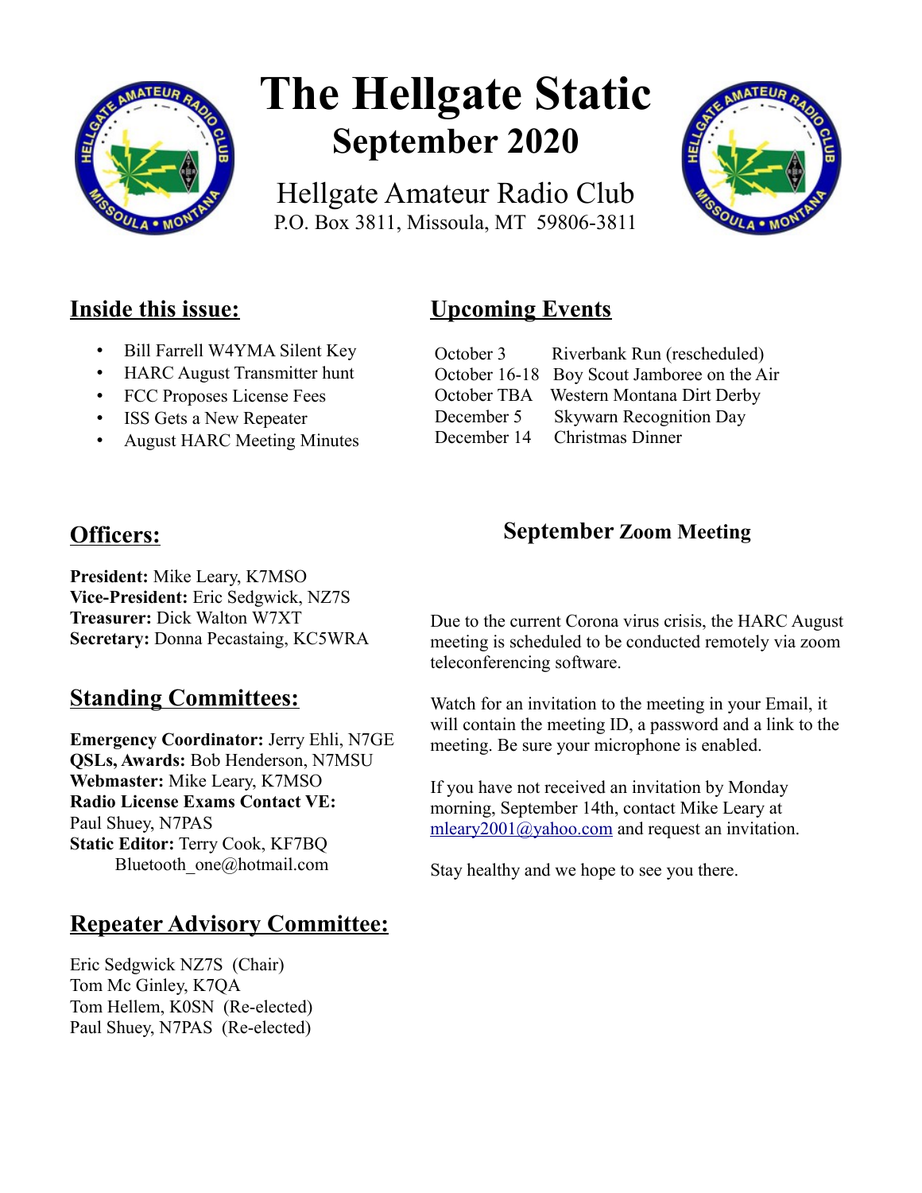# The Hellgate Static

## September 2020

Hellgate Amateur Radio Club
P.O. Box 3811, Missoula, MT 59806-3811

## Inside this issue:

- Bill Farrell W4YMA Silent Key
- HARC August Transmitter hunt
- FCC Proposes License Fees
- ISS Gets a New Repeater
- August HARC Meeting Minutes

## Upcoming Events

| | |
|---|---|
| October 3 | Riverbank Run (rescheduled) |
| October 16-18 | Boy Scout Jamboree on the Air |
| October TBA | Western Montana Dirt Derby |
| December 5 | Skywarn Recognition Day |
| December 14 | Christmas Dinner |

## Officers:

**President:** Mike Leary, K7MSO
**Vice-President:** Eric Sedgwick, NZ7S
**Treasurer:** Dick Walton W7XT
**Secretary:** Donna Pecastaing, KC5WRA

## Standing Committees:

**Emergency Coordinator:** Jerry Ehli, N7GE
**QSLs, Awards:** Bob Henderson, N7MSU
**Webmaster:** Mike Leary, K7MSO
**Radio License Exams Contact VE:**
Paul Shuey, N7PAS
**Static Editor:** Terry Cook, KF7BQ
Bluetooth_one@hotmail.com

## Repeater Advisory Committee:

Eric Sedgwick NZ7S (Chair)
Tom Mc Ginley, K7QA
Tom Hellem, K0SN (Re-elected)
Paul Shuey, N7PAS (Re-elected)

### September Zoom Meeting

Due to the current Corona virus crisis, the HARC August meeting is scheduled to be conducted remotely via zoom teleconferencing software.

Watch for an invitation to the meeting in your Email, it will contain the meeting ID, a password and a link to the meeting. Be sure your microphone is enabled.

If you have not received an invitation by Monday morning, September 14th, contact Mike Leary at mleary2001@yahoo.com and request an invitation.

Stay healthy and we hope to see you there.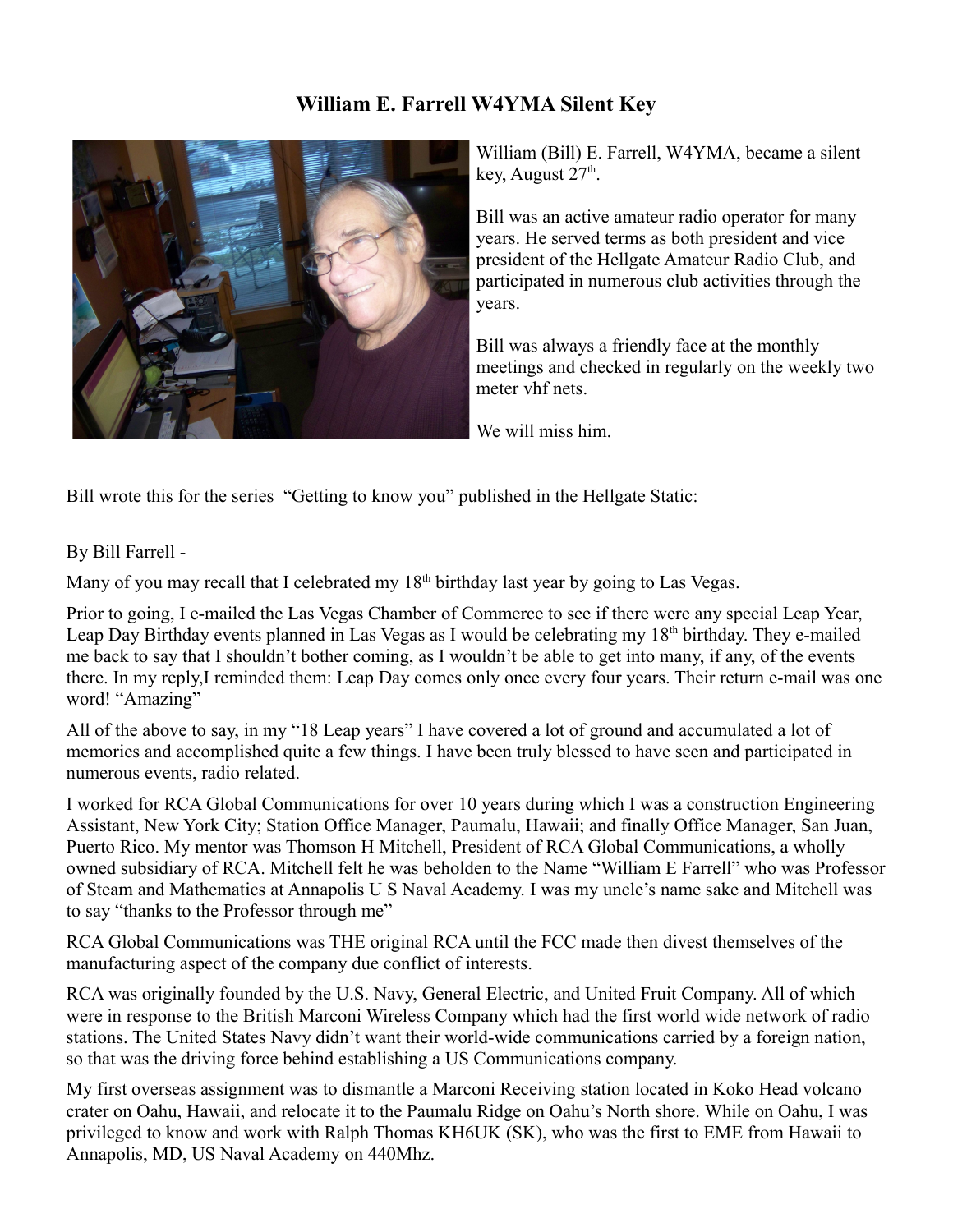# William E. Farrell W4YMA Silent Key

William (Bill) E. Farrell, W4YMA, became a silent key, August 27th.

Bill was an active amateur radio operator for many years. He served terms as both president and vice president of the Hellgate Amateur Radio Club, and participated in numerous club activities through the years.

Bill was always a friendly face at the monthly meetings and checked in regularly on the weekly two meter vhf nets.

We will miss him.

Bill wrote this for the series "Getting to know you" published in the Hellgate Static:

By Bill Farrell -

Many of you may recall that I celebrated my 18th birthday last year by going to Las Vegas.

Prior to going, I e-mailed the Las Vegas Chamber of Commerce to see if there were any special Leap Year, Leap Day Birthday events planned in Las Vegas as I would be celebrating my 18th birthday. They e-mailed me back to say that I shouldn't bother coming, as I wouldn't be able to get into many, if any, of the events there. In my reply,I reminded them: Leap Day comes only once every four years. Their return e-mail was one word! "Amazing"

All of the above to say, in my "18 Leap years" I have covered a lot of ground and accumulated a lot of memories and accomplished quite a few things. I have been truly blessed to have seen and participated in numerous events, radio related.

I worked for RCA Global Communications for over 10 years during which I was a construction Engineering Assistant, New York City; Station Office Manager, Paumalu, Hawaii; and finally Office Manager, San Juan, Puerto Rico. My mentor was Thomson H Mitchell, President of RCA Global Communications, a wholly owned subsidiary of RCA. Mitchell felt he was beholden to the Name "William E Farrell" who was Professor of Steam and Mathematics at Annapolis U S Naval Academy. I was my uncle's name sake and Mitchell was to say "thanks to the Professor through me"

RCA Global Communications was THE original RCA until the FCC made then divest themselves of the manufacturing aspect of the company due conflict of interests.

RCA was originally founded by the U.S. Navy, General Electric, and United Fruit Company. All of which were in response to the British Marconi Wireless Company which had the first world wide network of radio stations. The United States Navy didn't want their world-wide communications carried by a foreign nation, so that was the driving force behind establishing a US Communications company.

My first overseas assignment was to dismantle a Marconi Receiving station located in Koko Head volcano crater on Oahu, Hawaii, and relocate it to the Paumalu Ridge on Oahu's North shore. While on Oahu, I was privileged to know and work with Ralph Thomas KH6UK (SK), who was the first to EME from Hawaii to Annapolis, MD, US Naval Academy on 440Mhz.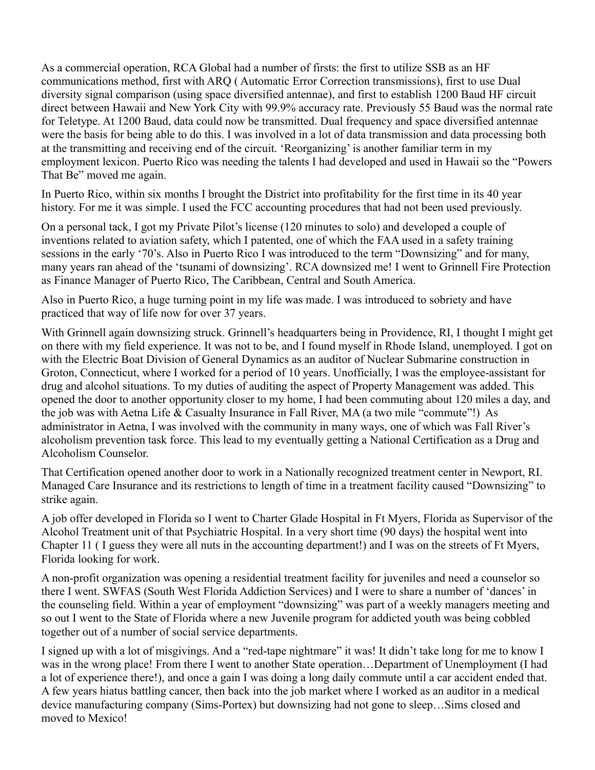As a commercial operation, RCA Global had a number of firsts: the first to utilize SSB as an HF communications method, first with ARQ ( Automatic Error Correction transmissions), first to use Dual diversity signal comparison (using space diversified antennae), and first to establish 1200 Baud HF circuit direct between Hawaii and New York City with 99.9% accuracy rate. Previously 55 Baud was the normal rate for Teletype. At 1200 Baud, data could now be transmitted. Dual frequency and space diversified antennae were the basis for being able to do this. I was involved in a lot of data transmission and data processing both at the transmitting and receiving end of the circuit. 'Reorganizing' is another familiar term in my employment lexicon. Puerto Rico was needing the talents I had developed and used in Hawaii so the "Powers That Be" moved me again.

In Puerto Rico, within six months I brought the District into profitability for the first time in its 40 year history. For me it was simple. I used the FCC accounting procedures that had not been used previously.

On a personal tack, I got my Private Pilot's license (120 minutes to solo) and developed a couple of inventions related to aviation safety, which I patented, one of which the FAA used in a safety training sessions in the early '70's. Also in Puerto Rico I was introduced to the term "Downsizing" and for many, many years ran ahead of the 'tsunami of downsizing'. RCA downsized me! I went to Grinnell Fire Protection as Finance Manager of Puerto Rico, The Caribbean, Central and South America.

Also in Puerto Rico, a huge turning point in my life was made. I was introduced to sobriety and have practiced that way of life now for over 37 years.

With Grinnell again downsizing struck. Grinnell's headquarters being in Providence, RI, I thought I might get on there with my field experience. It was not to be, and I found myself in Rhode Island, unemployed. I got on with the Electric Boat Division of General Dynamics as an auditor of Nuclear Submarine construction in Groton, Connecticut, where I worked for a period of 10 years. Unofficially, I was the employee-assistant for drug and alcohol situations. To my duties of auditing the aspect of Property Management was added. This opened the door to another opportunity closer to my home, I had been commuting about 120 miles a day, and the job was with Aetna Life & Casualty Insurance in Fall River, MA (a two mile "commute"!) As administrator in Aetna, I was involved with the community in many ways, one of which was Fall River's alcoholism prevention task force. This lead to my eventually getting a National Certification as a Drug and Alcoholism Counselor.

That Certification opened another door to work in a Nationally recognized treatment center in Newport, RI. Managed Care Insurance and its restrictions to length of time in a treatment facility caused "Downsizing" to strike again.

A job offer developed in Florida so I went to Charter Glade Hospital in Ft Myers, Florida as Supervisor of the Alcohol Treatment unit of that Psychiatric Hospital. In a very short time (90 days) the hospital went into Chapter 11 ( I guess they were all nuts in the accounting department!) and I was on the streets of Ft Myers, Florida looking for work.

A non-profit organization was opening a residential treatment facility for juveniles and need a counselor so there I went. SWFAS (South West Florida Addiction Services) and I were to share a number of 'dances' in the counseling field. Within a year of employment "downsizing" was part of a weekly managers meeting and so out I went to the State of Florida where a new Juvenile program for addicted youth was being cobbled together out of a number of social service departments.

I signed up with a lot of misgivings. And a "red-tape nightmare" it was! It didn't take long for me to know I was in the wrong place! From there I went to another State operation…Department of Unemployment (I had a lot of experience there!), and once a gain I was doing a long daily commute until a car accident ended that. A few years hiatus battling cancer, then back into the job market where I worked as an auditor in a medical device manufacturing company (Sims-Portex) but downsizing had not gone to sleep…Sims closed and moved to Mexico!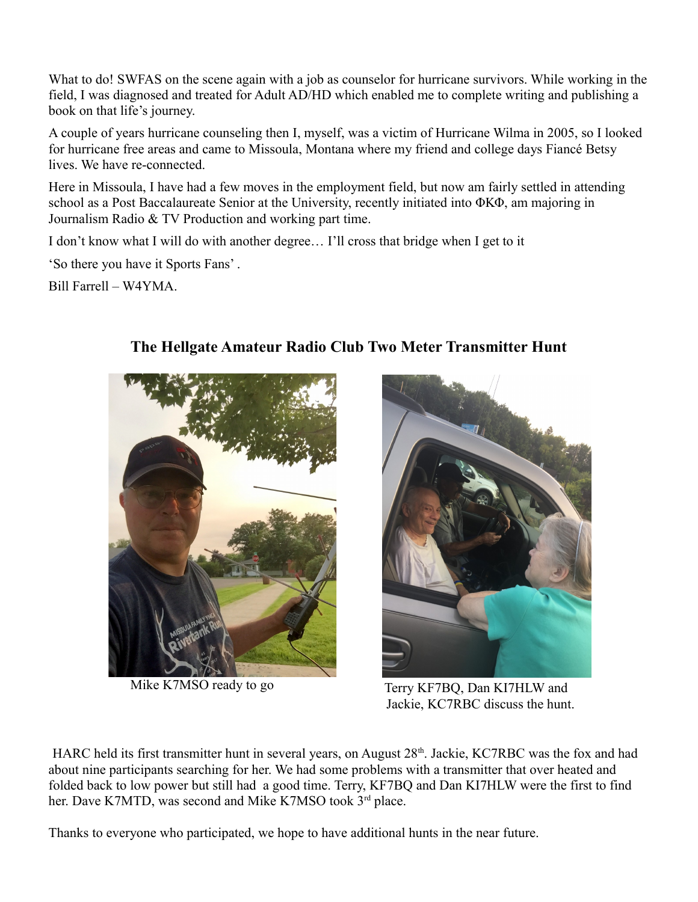What to do! SWFAS on the scene again with a job as counselor for hurricane survivors. While working in the field, I was diagnosed and treated for Adult AD/HD which enabled me to complete writing and publishing a book on that life's journey.

A couple of years hurricane counseling then I, myself, was a victim of Hurricane Wilma in 2005, so I looked for hurricane free areas and came to Missoula, Montana where my friend and college days Fiancé Betsy lives. We have re-connected.

Here in Missoula, I have had a few moves in the employment field, but now am fairly settled in attending school as a Post Baccalaureate Senior at the University, recently initiated into ΦΚΦ, am majoring in Journalism Radio & TV Production and working part time.

I don't know what I will do with another degree… I'll cross that bridge when I get to it

'So there you have it Sports Fans' .

Bill Farrell – W4YMA.

## The Hellgate Amateur Radio Club Two Meter Transmitter Hunt

Mike K7MSO ready to go

Terry KF7BQ, Dan KI7HLW and Jackie, KC7RBC discuss the hunt.

HARC held its first transmitter hunt in several years, on August 28th. Jackie, KC7RBC was the fox and had about nine participants searching for her. We had some problems with a transmitter that over heated and folded back to low power but still had a good time. Terry, KF7BQ and Dan KI7HLW were the first to find her. Dave K7MTD, was second and Mike K7MSO took 3rd place.

Thanks to everyone who participated, we hope to have additional hunts in the near future.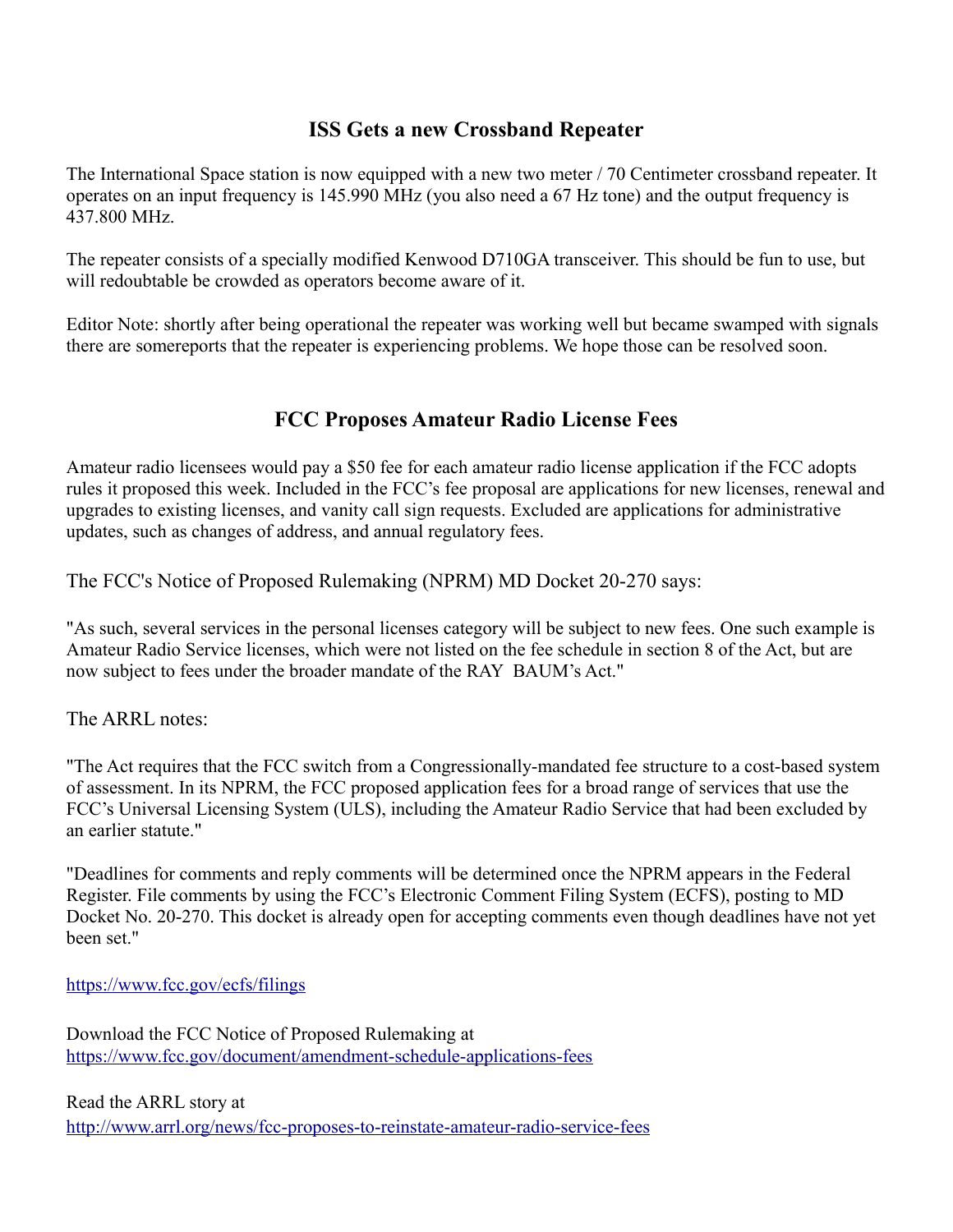## ISS Gets a new Crossband Repeater

The International Space station is now equipped with a new two meter / 70 Centimeter crossband repeater. It operates on an input frequency is 145.990 MHz (you also need a 67 Hz tone) and the output frequency is 437.800 MHz.

The repeater consists of a specially modified Kenwood D710GA transceiver. This should be fun to use, but will redoubtable be crowded as operators become aware of it.

Editor Note: shortly after being operational the repeater was working well but became swamped with signals there are somereports that the repeater is experiencing problems. We hope those can be resolved soon.

## FCC Proposes Amateur Radio License Fees

Amateur radio licensees would pay a $50 fee for each amateur radio license application if the FCC adopts rules it proposed this week. Included in the FCC's fee proposal are applications for new licenses, renewal and upgrades to existing licenses, and vanity call sign requests. Excluded are applications for administrative updates, such as changes of address, and annual regulatory fees.

The FCC's Notice of Proposed Rulemaking (NPRM) MD Docket 20-270 says:

"As such, several services in the personal licenses category will be subject to new fees. One such example is Amateur Radio Service licenses, which were not listed on the fee schedule in section 8 of the Act, but are now subject to fees under the broader mandate of the RAY BAUM's Act."

The ARRL notes:

"The Act requires that the FCC switch from a Congressionally-mandated fee structure to a cost-based system of assessment. In its NPRM, the FCC proposed application fees for a broad range of services that use the FCC's Universal Licensing System (ULS), including the Amateur Radio Service that had been excluded by an earlier statute."

"Deadlines for comments and reply comments will be determined once the NPRM appears in the Federal Register. File comments by using the FCC's Electronic Comment Filing System (ECFS), posting to MD Docket No. 20-270. This docket is already open for accepting comments even though deadlines have not yet been set."

https://www.fcc.gov/ecfs/filings

Download the FCC Notice of Proposed Rulemaking at
https://www.fcc.gov/document/amendment-schedule-applications-fees

Read the ARRL story at
http://www.arrl.org/news/fcc-proposes-to-reinstate-amateur-radio-service-fees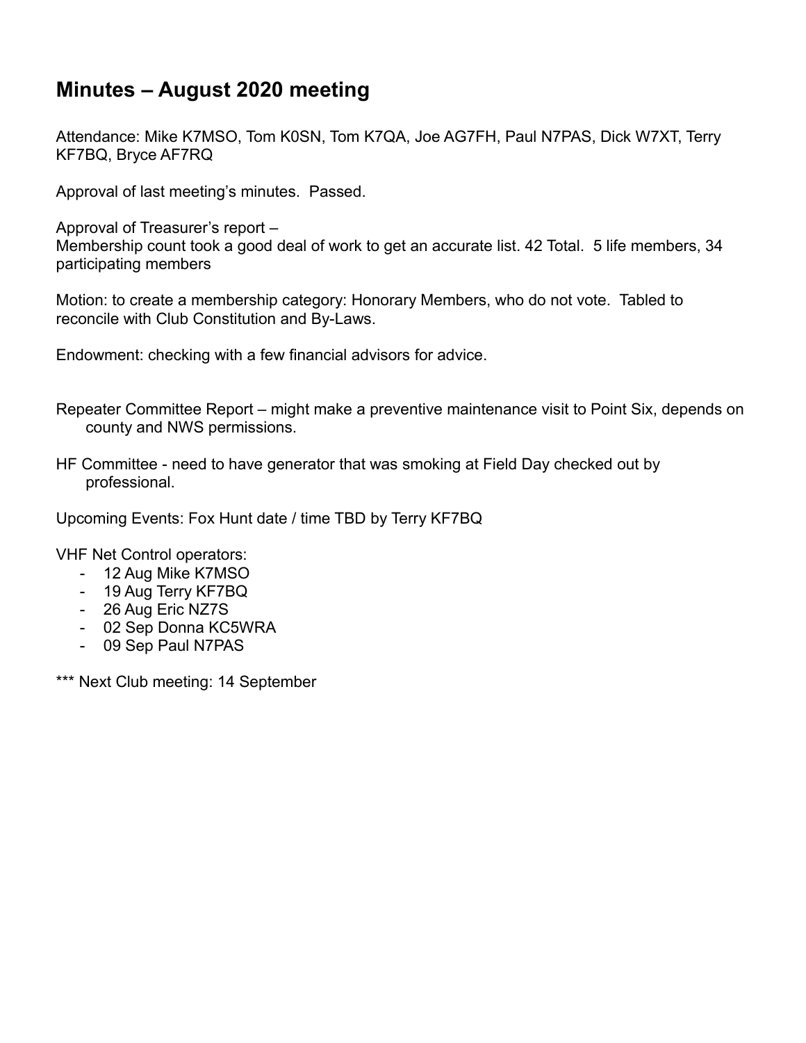## Minutes – August 2020 meeting

Attendance: Mike K7MSO, Tom K0SN, Tom K7QA, Joe AG7FH, Paul N7PAS, Dick W7XT, Terry KF7BQ, Bryce AF7RQ

Approval of last meeting's minutes. Passed.

Approval of Treasurer's report –
Membership count took a good deal of work to get an accurate list. 42 Total. 5 life members, 34 participating members

Motion: to create a membership category: Honorary Members, who do not vote. Tabled to reconcile with Club Constitution and By-Laws.

Endowment: checking with a few financial advisors for advice.

Repeater Committee Report – might make a preventive maintenance visit to Point Six, depends on county and NWS permissions.

HF Committee - need to have generator that was smoking at Field Day checked out by professional.

Upcoming Events: Fox Hunt date / time TBD by Terry KF7BQ

VHF Net Control operators:

- 12 Aug Mike K7MSO
- 19 Aug Terry KF7BQ
- 26 Aug Eric NZ7S
- 02 Sep Donna KC5WRA
- 09 Sep Paul N7PAS

*** Next Club meeting: 14 September